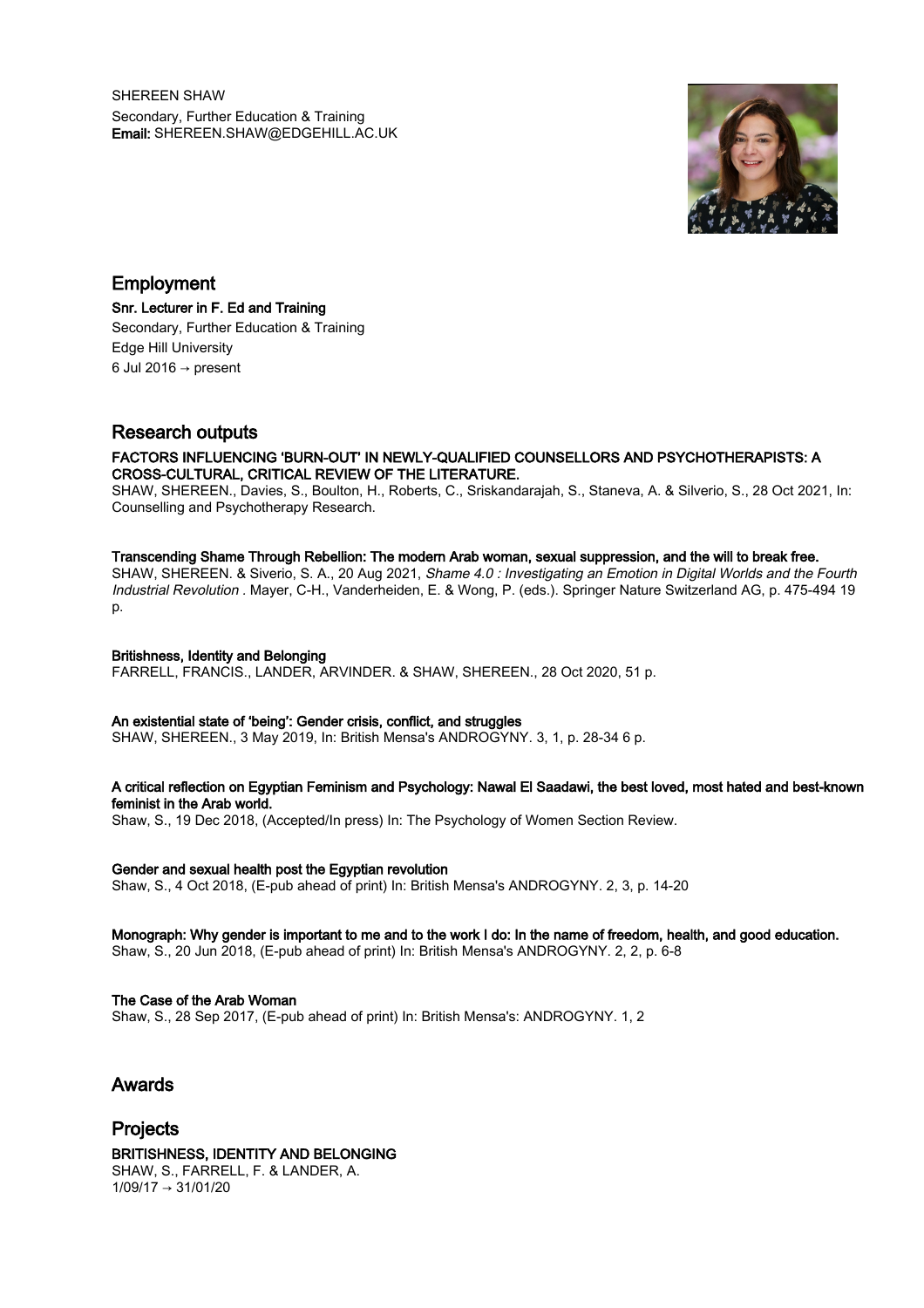SHEREEN SHAW
Secondary, Further Education & Training
**Email:** SHEREEN.SHAW@EDGEHILL.AC.UK

## Employment

**Snr. Lecturer in F. Ed and Training**
Secondary, Further Education & Training
Edge Hill University
6 Jul 2016 → present

## Research outputs

**FACTORS INFLUENCING 'BURN-OUT' IN NEWLY-QUALIFIED COUNSELLORS AND PSYCHOTHERAPISTS: A CROSS-CULTURAL, CRITICAL REVIEW OF THE LITERATURE.**
SHAW, SHEREEN., Davies, S., Boulton, H., Roberts, C., Sriskandarajah, S., Staneva, A. & Silverio, S., 28 Oct 2021, In: Counselling and Psychotherapy Research.

**Transcending Shame Through Rebellion: The modern Arab woman, sexual suppression, and the will to break free.**
SHAW, SHEREEN. & Siverio, S. A., 20 Aug 2021, *Shame 4.0 : Investigating an Emotion in Digital Worlds and the Fourth Industrial Revolution* . Mayer, C-H., Vanderheiden, E. & Wong, P. (eds.). Springer Nature Switzerland AG, p. 475-494 19 p.

**Britishness, Identity and Belonging**
FARRELL, FRANCIS., LANDER, ARVINDER. & SHAW, SHEREEN., 28 Oct 2020, 51 p.

**An existential state of 'being': Gender crisis, conflict, and struggles**
SHAW, SHEREEN., 3 May 2019, In: British Mensa's ANDROGYNY. 3, 1, p. 28-34 6 p.

**A critical reflection on Egyptian Feminism and Psychology: Nawal El Saadawi, the best loved, most hated and best-known feminist in the Arab world.**
Shaw, S., 19 Dec 2018, (Accepted/In press) In: The Psychology of Women Section Review.

**Gender and sexual health post the Egyptian revolution**
Shaw, S., 4 Oct 2018, (E-pub ahead of print) In: British Mensa's ANDROGYNY. 2, 3, p. 14-20

**Monograph: Why gender is important to me and to the work I do: In the name of freedom, health, and good education.**
Shaw, S., 20 Jun 2018, (E-pub ahead of print) In: British Mensa's ANDROGYNY. 2, 2, p. 6-8

**The Case of the Arab Woman**
Shaw, S., 28 Sep 2017, (E-pub ahead of print) In: British Mensa's: ANDROGYNY. 1, 2

## Awards

## Projects

**BRITISHNESS, IDENTITY AND BELONGING**
SHAW, S., FARRELL, F. & LANDER, A.
1/09/17 → 31/01/20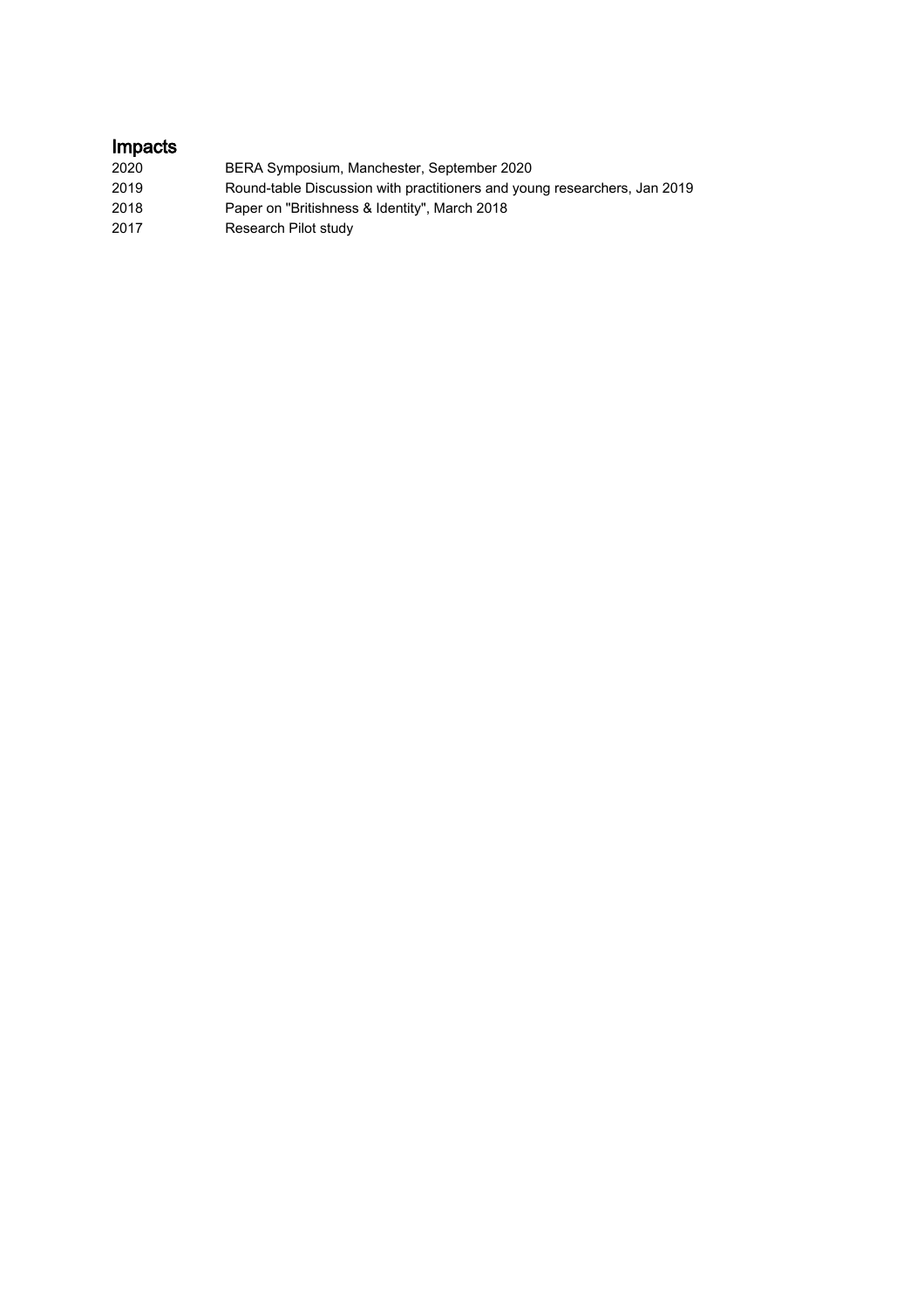## Impacts

| | |
|---|---|
| 2020 | BERA Symposium, Manchester, September 2020 |
| 2019 | Round-table Discussion with practitioners and young researchers, Jan 2019 |
| 2018 | Paper on "Britishness & Identity", March 2018 |
| 2017 | Research Pilot study |